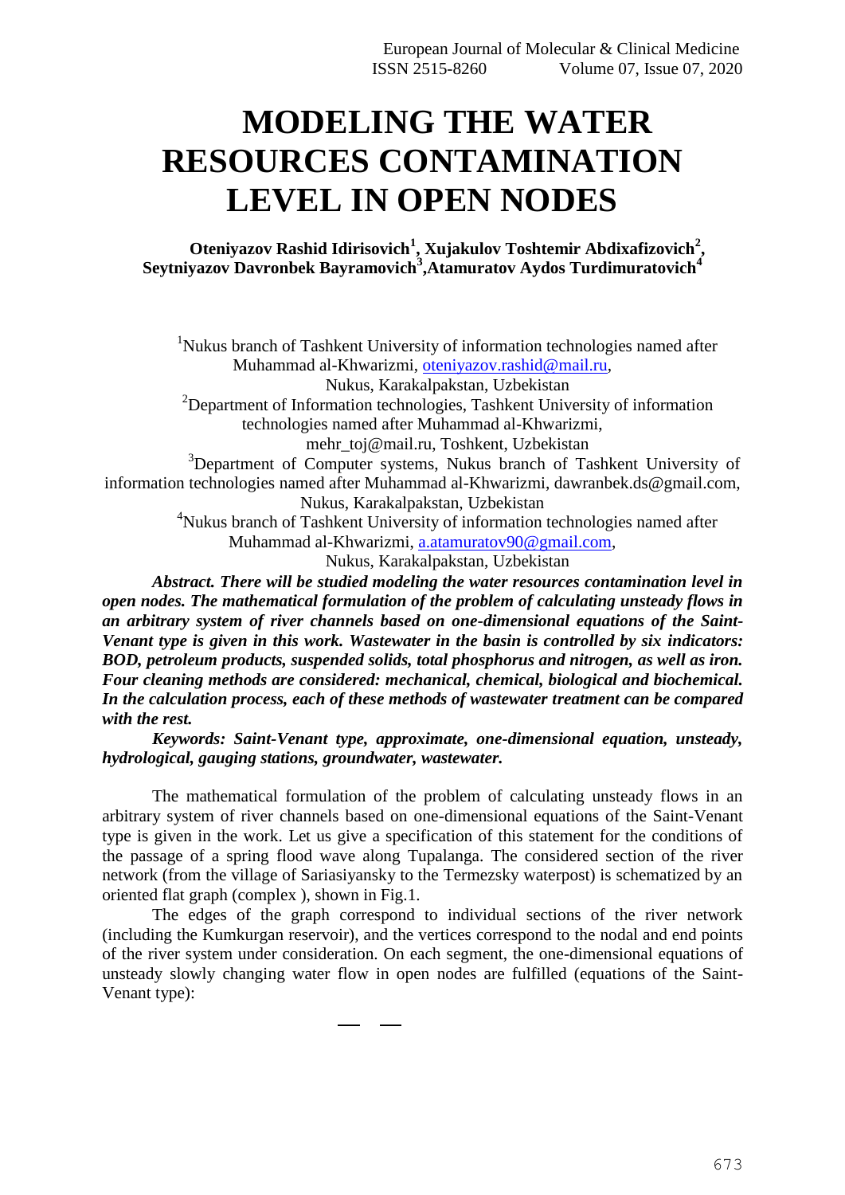# MODELING THE WATER RESOURCES CONTAMINATION LEVEL IN OPEN NODES

**Oteniyazov Rashid Idirisovich[1], Xujakulov Toshtemir Abdixafizovich[2], Seytniyazov Davronbek Bayramovich[3],Atamuratov Aydos Turdimuratovich[4]**

[1]Nukus branch of Tashkent University of information technologies named after Muhammad al-Khwarizmi, oteniyazov.rashid@mail.ru, Nukus, Karakalpakstan, Uzbekistan

[2]Department of Information technologies, Tashkent University of information technologies named after Muhammad al-Khwarizmi, mehr_toj@mail.ru, Toshkent, Uzbekistan

[3]Department of Computer systems, Nukus branch of Tashkent University of information technologies named after Muhammad al-Khwarizmi, dawranbek.ds@gmail.com, Nukus, Karakalpakstan, Uzbekistan

[4]Nukus branch of Tashkent University of information technologies named after Muhammad al-Khwarizmi, a.atamuratov90@gmail.com, Nukus, Karakalpakstan, Uzbekistan

***Abstract. There will be studied modeling the water resources contamination level in open nodes. The mathematical formulation of the problem of calculating unsteady flows in an arbitrary system of river channels based on one-dimensional equations of the Saint-Venant type is given in this work. Wastewater in the basin is controlled by six indicators: BOD, petroleum products, suspended solids, total phosphorus and nitrogen, as well as iron. Four cleaning methods are considered: mechanical, chemical, biological and biochemical. In the calculation process, each of these methods of wastewater treatment can be compared with the rest.***

***Keywords: Saint-Venant type, approximate, one-dimensional equation, unsteady, hydrological, gauging stations, groundwater, wastewater.***

The mathematical formulation of the problem of calculating unsteady flows in an arbitrary system of river channels based on one-dimensional equations of the Saint-Venant type is given in the work. Let us give a specification of this statement for the conditions of the passage of a spring flood wave along Tupalanga. The considered section of the river network (from the village of Sariasiyansky to the Termezsky waterpost) is schematized by an oriented flat graph (complex ), shown in Fig.1.

The edges of the graph correspond to individual sections of the river network (including the Kumkurgan reservoir), and the vertices correspond to the nodal and end points of the river system under consideration. On each segment, the one-dimensional equations of unsteady slowly changing water flow in open nodes are fulfilled (equations of the Saint-Venant type):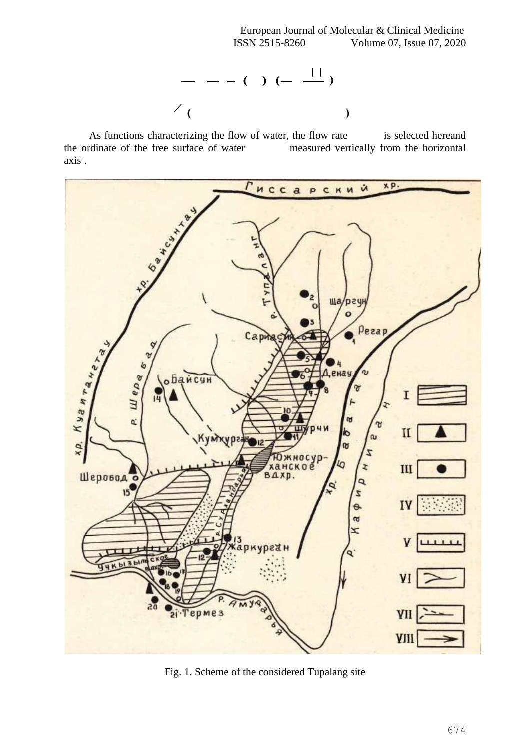$$— \quad — \; – \; ( \quad ) \; (— \; \frac{|\,|}{\phantom{xx}} )$$

$$\diagup \; ( \qquad\qquad\qquad\qquad\qquad\qquad )$$

As functions characterizing the flow of water, the flow rate is selected hereand the ordinate of the free surface of water measured vertically from the horizontal axis .

Fig. 1. Scheme of the considered Tupalang site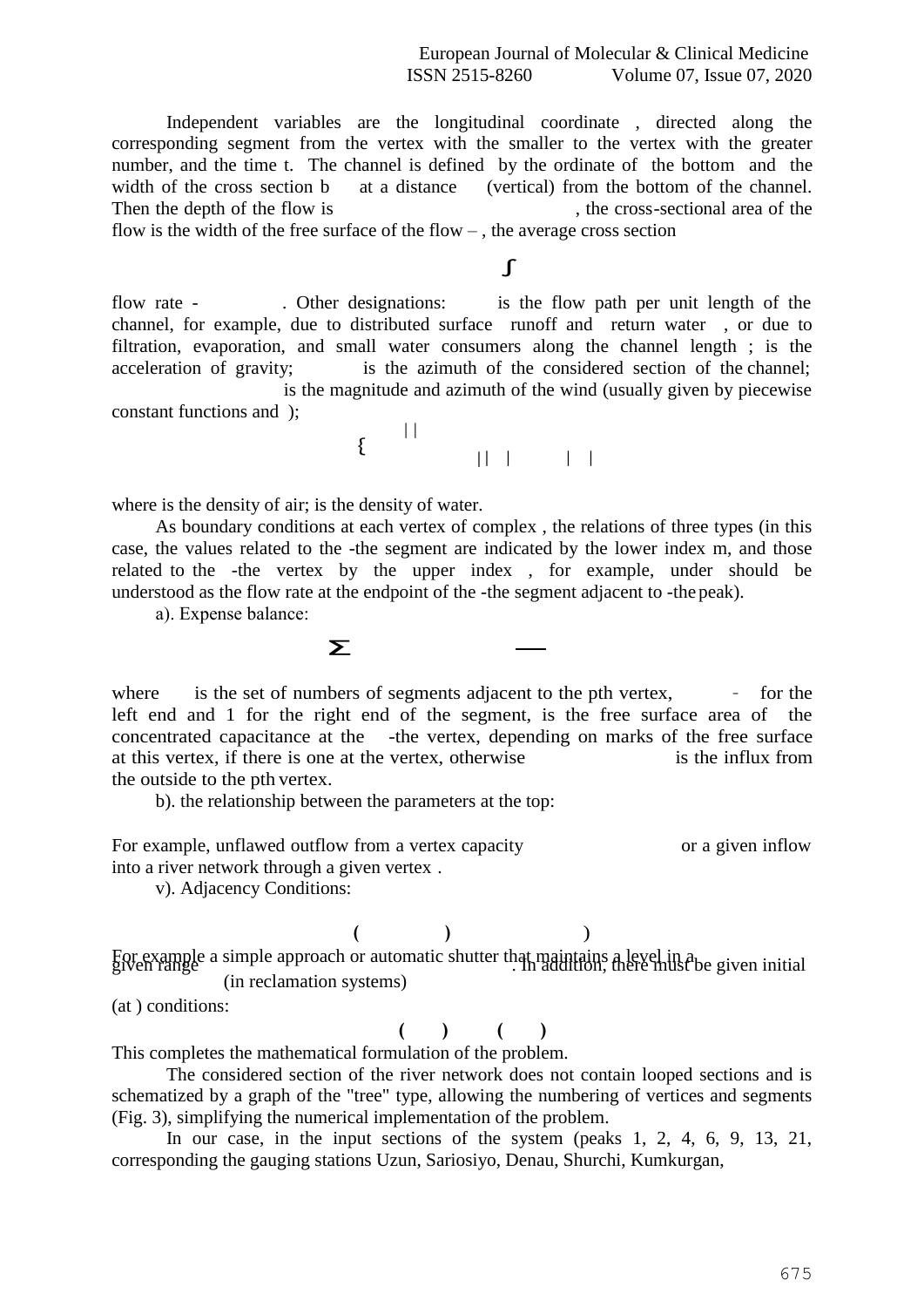Independent variables are the longitudinal coordinate , directed along the corresponding segment from the vertex with the smaller to the vertex with the greater number, and the time t. The channel is defined by the ordinate of the bottom and the width of the cross section b at a distance (vertical) from the bottom of the channel. Then the depth of the flow is , the cross-sectional area of the flow is the width of the free surface of the flow – , the average cross section

$$\int$$

flow rate - . Other designations: is the flow path per unit length of the channel, for example, due to distributed surface runoff and return water , or due to filtration, evaporation, and small water consumers along the channel length ; is the acceleration of gravity; is the azimuth of the considered section of the channel; is the magnitude and azimuth of the wind (usually given by piecewise constant functions and );

$$\{ \quad | \; | \qquad || \quad | \qquad | \quad |$$

where is the density of air; is the density of water.

As boundary conditions at each vertex of complex , the relations of three types (in this case, the values related to the -the segment are indicated by the lower index m, and those related to the -the vertex by the upper index , for example, under should be understood as the flow rate at the endpoint of the -the segment adjacent to -the peak).

a). Expense balance:

$$\sum \qquad \frac{}{}$$

where is the set of numbers of segments adjacent to the pth vertex, - for the left end and 1 for the right end of the segment, is the free surface area of the concentrated capacitance at the -the vertex, depending on marks of the free surface at this vertex, if there is one at the vertex, otherwise is the influx from the outside to the pth vertex.

b). the relationship between the parameters at the top:

For example, unflawed outflow from a vertex capacity or a given inflow into a river network through a given vertex .

v). Adjacency Conditions:

$$( \qquad ) \qquad )$$

For example a simple approach or automatic shutter that maintains a level in a given range (in reclamation systems). In addition, there must be given initial (at ) conditions:

$$( \quad ) \quad ( \quad )$$

This completes the mathematical formulation of the problem.

The considered section of the river network does not contain looped sections and is schematized by a graph of the "tree" type, allowing the numbering of vertices and segments (Fig. 3), simplifying the numerical implementation of the problem.

In our case, in the input sections of the system (peaks 1, 2, 4, 6, 9, 13, 21, corresponding the gauging stations Uzun, Sariosiyo, Denau, Shurchi, Kumkurgan,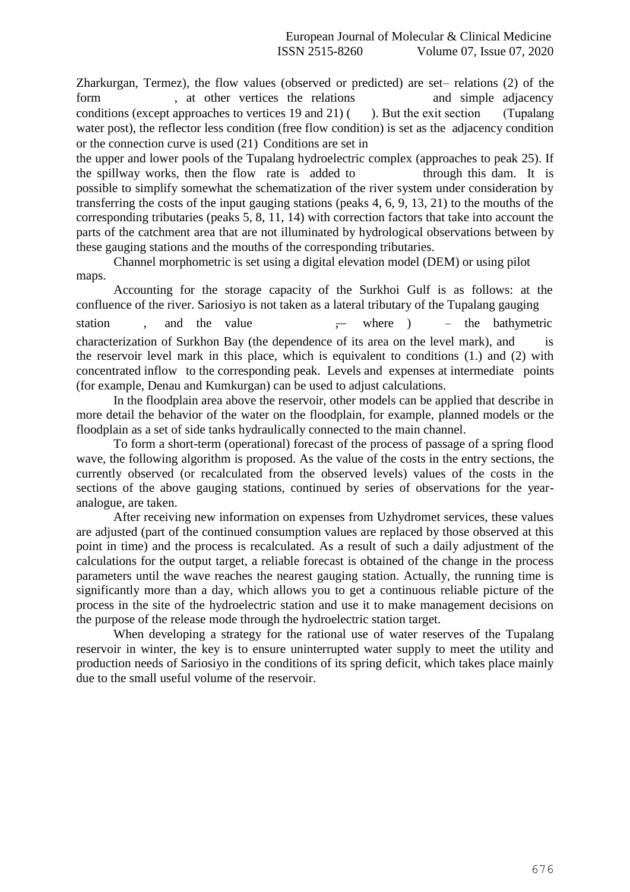Zharkurgan, Termez), the flow values (observed or predicted) are set– relations (2) of the form , at other vertices the relations and simple adjacency conditions (except approaches to vertices 19 and 21) ( ). But the exit section (Tupalang water post), the reflector less condition (free flow condition) is set as the adjacency condition or the connection curve is used (21) Conditions are set in

the upper and lower pools of the Tupalang hydroelectric complex (approaches to peak 25). If the spillway works, then the flow rate is added to through this dam. It is possible to simplify somewhat the schematization of the river system under consideration by transferring the costs of the input gauging stations (peaks 4, 6, 9, 13, 21) to the mouths of the corresponding tributaries (peaks 5, 8, 11, 14) with correction factors that take into account the parts of the catchment area that are not illuminated by hydrological observations between by these gauging stations and the mouths of the corresponding tributaries.

Channel morphometric is set using a digital elevation model (DEM) or using pilot maps.

Accounting for the storage capacity of the Surkhoi Gulf is as follows: at the confluence of the river. Sariosiyo is not taken as a lateral tributary of the Tupalang gauging station , and the value , where ) – the bathymetric characterization of Surkhon Bay (the dependence of its area on the level mark), and is the reservoir level mark in this place, which is equivalent to conditions (1.) and (2) with concentrated inflow to the corresponding peak. Levels and expenses at intermediate points (for example, Denau and Kumkurgan) can be used to adjust calculations.

In the floodplain area above the reservoir, other models can be applied that describe in more detail the behavior of the water on the floodplain, for example, planned models or the floodplain as a set of side tanks hydraulically connected to the main channel.

To form a short-term (operational) forecast of the process of passage of a spring flood wave, the following algorithm is proposed. As the value of the costs in the entry sections, the currently observed (or recalculated from the observed levels) values of the costs in the sections of the above gauging stations, continued by series of observations for the year-analogue, are taken.

After receiving new information on expenses from Uzhydromet services, these values are adjusted (part of the continued consumption values are replaced by those observed at this point in time) and the process is recalculated. As a result of such a daily adjustment of the calculations for the output target, a reliable forecast is obtained of the change in the process parameters until the wave reaches the nearest gauging station. Actually, the running time is significantly more than a day, which allows you to get a continuous reliable picture of the process in the site of the hydroelectric station and use it to make management decisions on the purpose of the release mode through the hydroelectric station target.

When developing a strategy for the rational use of water reserves of the Tupalang reservoir in winter, the key is to ensure uninterrupted water supply to meet the utility and production needs of Sariosiyo in the conditions of its spring deficit, which takes place mainly due to the small useful volume of the reservoir.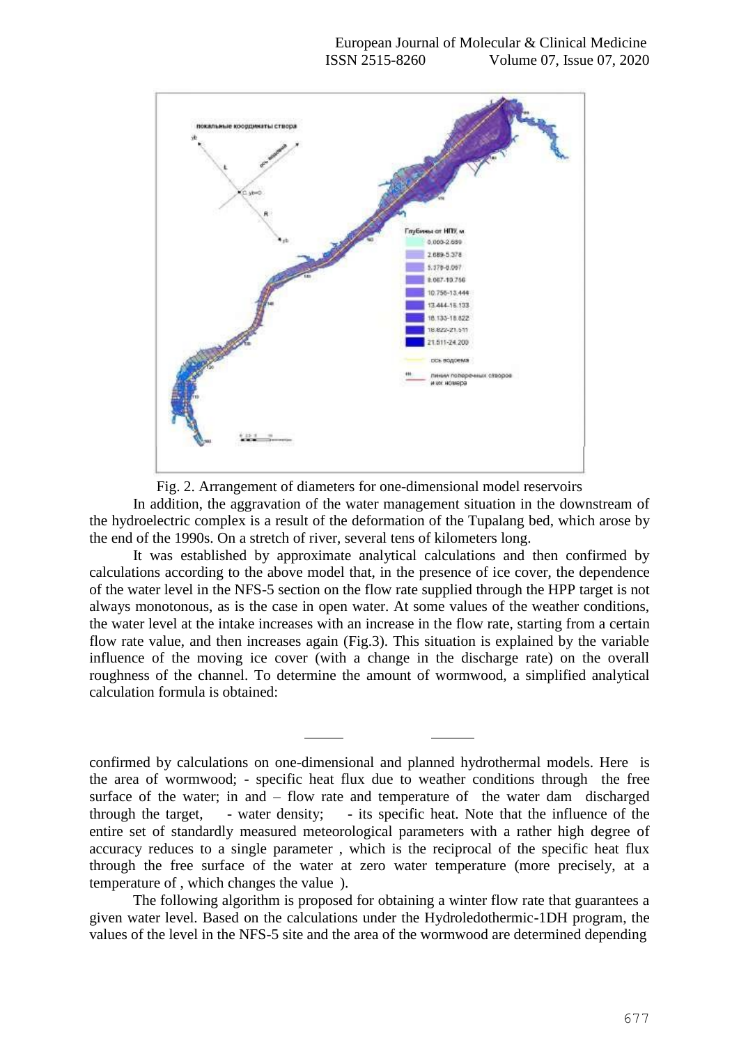Fig. 2. Arrangement of diameters for one-dimensional model reservoirs

In addition, the aggravation of the water management situation in the downstream of the hydroelectric complex is a result of the deformation of the Tupalang bed, which arose by the end of the 1990s. On a stretch of river, several tens of kilometers long.

It was established by approximate analytical calculations and then confirmed by calculations according to the above model that, in the presence of ice cover, the dependence of the water level in the NFS-5 section on the flow rate supplied through the HPP target is not always monotonous, as is the case in open water. At some values of the weather conditions, the water level at the intake increases with an increase in the flow rate, starting from a certain flow rate value, and then increases again (Fig.3). This situation is explained by the variable influence of the moving ice cover (with a change in the discharge rate) on the overall roughness of the channel. To determine the amount of wormwood, a simplified analytical calculation formula is obtained:

confirmed by calculations on one-dimensional and planned hydrothermal models. Here is the area of wormwood; - specific heat flux due to weather conditions through the free surface of the water; in and – flow rate and temperature of the water dam discharged through the target, - water density; - its specific heat. Note that the influence of the entire set of standardly measured meteorological parameters with a rather high degree of accuracy reduces to a single parameter , which is the reciprocal of the specific heat flux through the free surface of the water at zero water temperature (more precisely, at a temperature of , which changes the value ).

The following algorithm is proposed for obtaining a winter flow rate that guarantees a given water level. Based on the calculations under the Hydroledothermic-1DH program, the values of the level in the NFS-5 site and the area of the wormwood are determined depending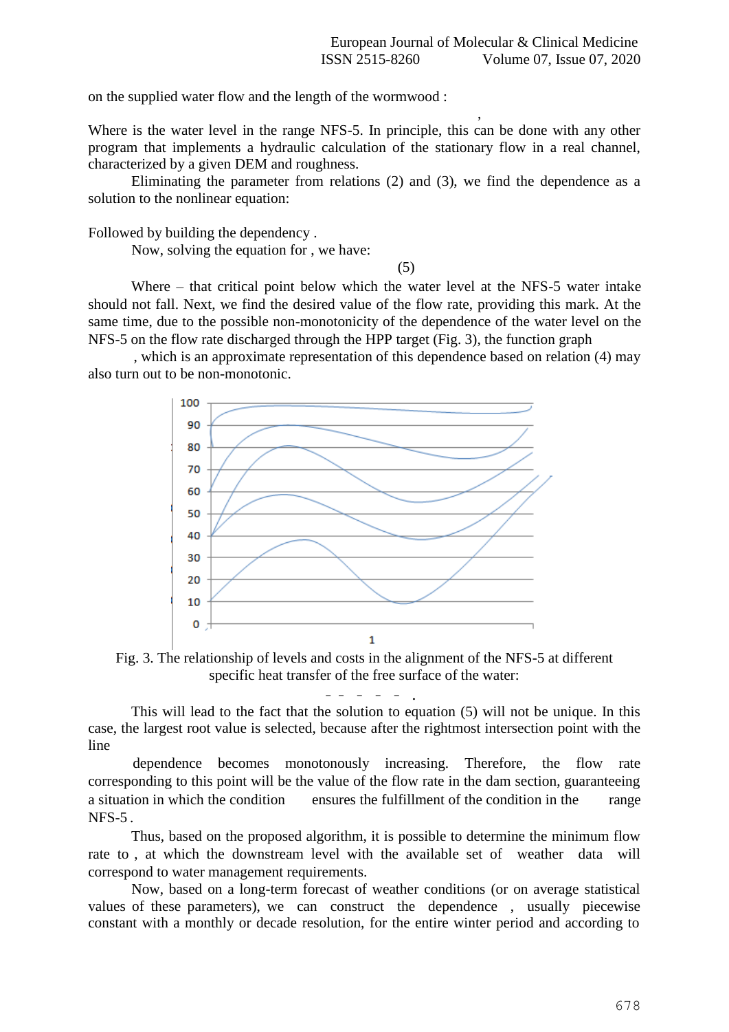on the supplied water flow and the length of the wormwood :

,

Where is the water level in the range NFS-5. In principle, this can be done with any other program that implements a hydraulic calculation of the stationary flow in a real channel, characterized by a given DEM and roughness.

Eliminating the parameter from relations (2) and (3), we find the dependence as a solution to the nonlinear equation:

Followed by building the dependency .

Now, solving the equation for , we have:

(5)

Where – that critical point below which the water level at the NFS-5 water intake should not fall. Next, we find the desired value of the flow rate, providing this mark. At the same time, due to the possible non-monotonicity of the dependence of the water level on the NFS-5 on the flow rate discharged through the HPP target (Fig. 3), the function graph

, which is an approximate representation of this dependence based on relation (4) may also turn out to be non-monotonic.

Fig. 3. The relationship of levels and costs in the alignment of the NFS-5 at different specific heat transfer of the free surface of the water:

This will lead to the fact that the solution to equation (5) will not be unique. In this case, the largest root value is selected, because after the rightmost intersection point with the line

dependence becomes monotonously increasing. Therefore, the flow rate corresponding to this point will be the value of the flow rate in the dam section, guaranteeing a situation in which the condition ensures the fulfillment of the condition in the range NFS-5 .

Thus, based on the proposed algorithm, it is possible to determine the minimum flow rate to , at which the downstream level with the available set of weather data will correspond to water management requirements.

Now, based on a long-term forecast of weather conditions (or on average statistical values of these parameters), we can construct the dependence , usually piecewise constant with a monthly or decade resolution, for the entire winter period and according to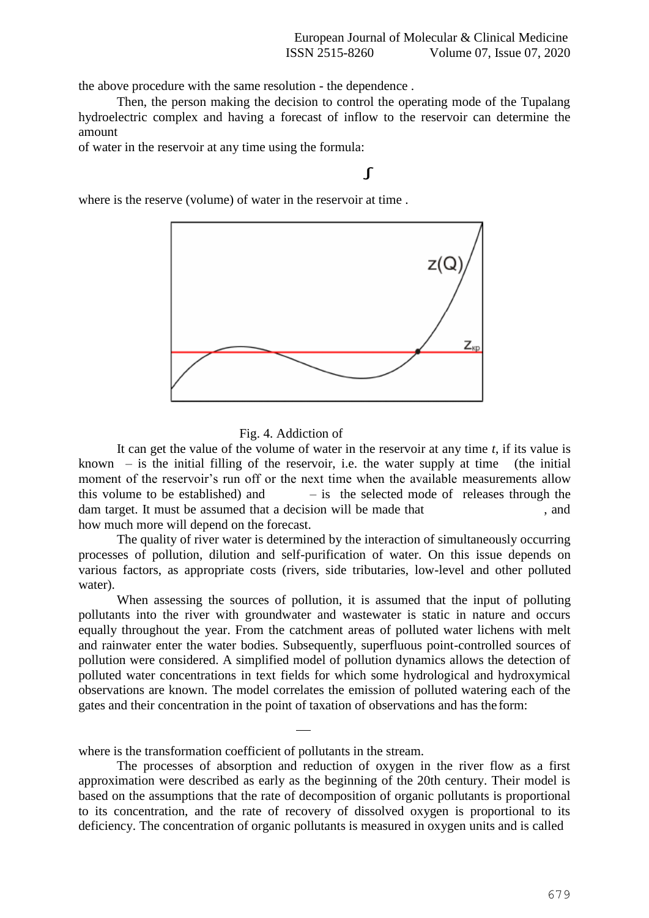the above procedure with the same resolution - the dependence .

Then, the person making the decision to control the operating mode of the Tupalang hydroelectric complex and having a forecast of inflow to the reservoir can determine the amount of water in the reservoir at any time using the formula:

$$\int$$

where is the reserve (volume) of water in the reservoir at time .

Fig. 4. Addiction of

It can get the value of the volume of water in the reservoir at any time *t*, if its value is known – is the initial filling of the reservoir, i.e. the water supply at time (the initial moment of the reservoir's run off or the next time when the available measurements allow this volume to be established) and – is the selected mode of releases through the dam target. It must be assumed that a decision will be made that , and how much more will depend on the forecast.

The quality of river water is determined by the interaction of simultaneously occurring processes of pollution, dilution and self-purification of water. On this issue depends on various factors, as appropriate costs (rivers, side tributaries, low-level and other polluted water).

When assessing the sources of pollution, it is assumed that the input of polluting pollutants into the river with groundwater and wastewater is static in nature and occurs equally throughout the year. From the catchment areas of polluted water lichens with melt and rainwater enter the water bodies. Subsequently, superfluous point-controlled sources of pollution were considered. A simplified model of pollution dynamics allows the detection of polluted water concentrations in text fields for which some hydrological and hydroxymical observations are known. The model correlates the emission of polluted watering each of the gates and their concentration in the point of taxation of observations and has the form:

where is the transformation coefficient of pollutants in the stream.

The processes of absorption and reduction of oxygen in the river flow as a first approximation were described as early as the beginning of the 20th century. Their model is based on the assumptions that the rate of decomposition of organic pollutants is proportional to its concentration, and the rate of recovery of dissolved oxygen is proportional to its deficiency. The concentration of organic pollutants is measured in oxygen units and is called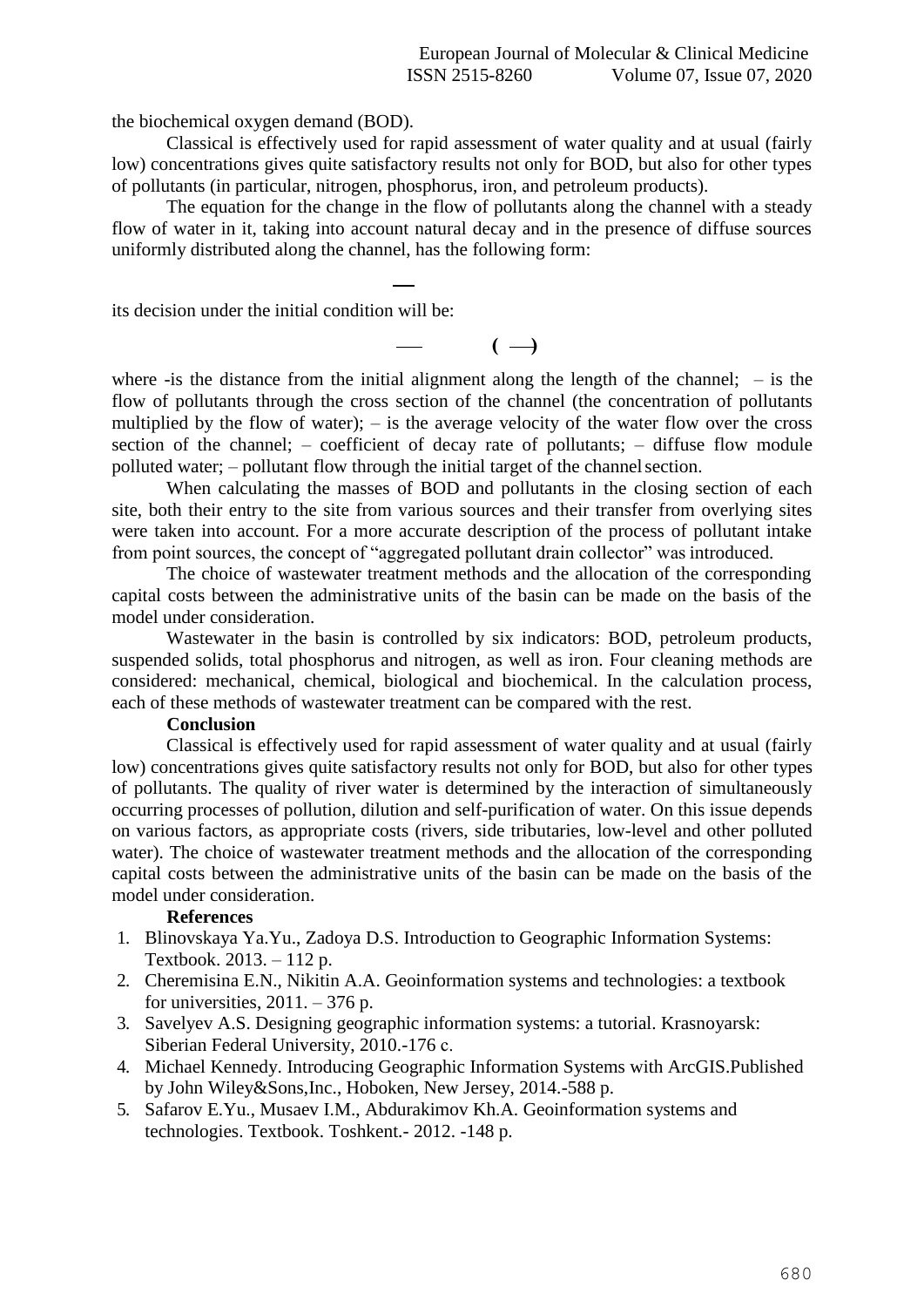the biochemical oxygen demand (BOD).

Classical is effectively used for rapid assessment of water quality and at usual (fairly low) concentrations gives quite satisfactory results not only for BOD, but also for other types of pollutants (in particular, nitrogen, phosphorus, iron, and petroleum products).

The equation for the change in the flow of pollutants along the channel with a steady flow of water in it, taking into account natural decay and in the presence of diffuse sources uniformly distributed along the channel, has the following form:

its decision under the initial condition will be:

where -is the distance from the initial alignment along the length of the channel; – is the flow of pollutants through the cross section of the channel (the concentration of pollutants multiplied by the flow of water); – is the average velocity of the water flow over the cross section of the channel; – coefficient of decay rate of pollutants; – diffuse flow module polluted water; – pollutant flow through the initial target of the channel section.

When calculating the masses of BOD and pollutants in the closing section of each site, both their entry to the site from various sources and their transfer from overlying sites were taken into account. For a more accurate description of the process of pollutant intake from point sources, the concept of "aggregated pollutant drain collector" was introduced.

The choice of wastewater treatment methods and the allocation of the corresponding capital costs between the administrative units of the basin can be made on the basis of the model under consideration.

Wastewater in the basin is controlled by six indicators: BOD, petroleum products, suspended solids, total phosphorus and nitrogen, as well as iron. Four cleaning methods are considered: mechanical, chemical, biological and biochemical. In the calculation process, each of these methods of wastewater treatment can be compared with the rest.

**Conclusion**

Classical is effectively used for rapid assessment of water quality and at usual (fairly low) concentrations gives quite satisfactory results not only for BOD, but also for other types of pollutants. The quality of river water is determined by the interaction of simultaneously occurring processes of pollution, dilution and self-purification of water. On this issue depends on various factors, as appropriate costs (rivers, side tributaries, low-level and other polluted water). The choice of wastewater treatment methods and the allocation of the corresponding capital costs between the administrative units of the basin can be made on the basis of the model under consideration.

**References**

1. Blinovskaya Ya.Yu., Zadoya D.S. Introduction to Geographic Information Systems: Textbook. 2013. – 112 p.
2. Cheremisina E.N., Nikitin A.A. Geoinformation systems and technologies: a textbook for universities, 2011. – 376 p.
3. Savelyev A.S. Designing geographic information systems: a tutorial. Krasnoyarsk: Siberian Federal University, 2010.-176 c.
4. Michael Kennedy. Introducing Geographic Information Systems with ArcGIS.Published by John Wiley&Sons,Inc., Hoboken, New Jersey, 2014.-588 p.
5. Safarov E.Yu., Musaev I.M., Abdurakimov Kh.A. Geoinformation systems and technologies. Textbook. Toshkent.- 2012. -148 p.